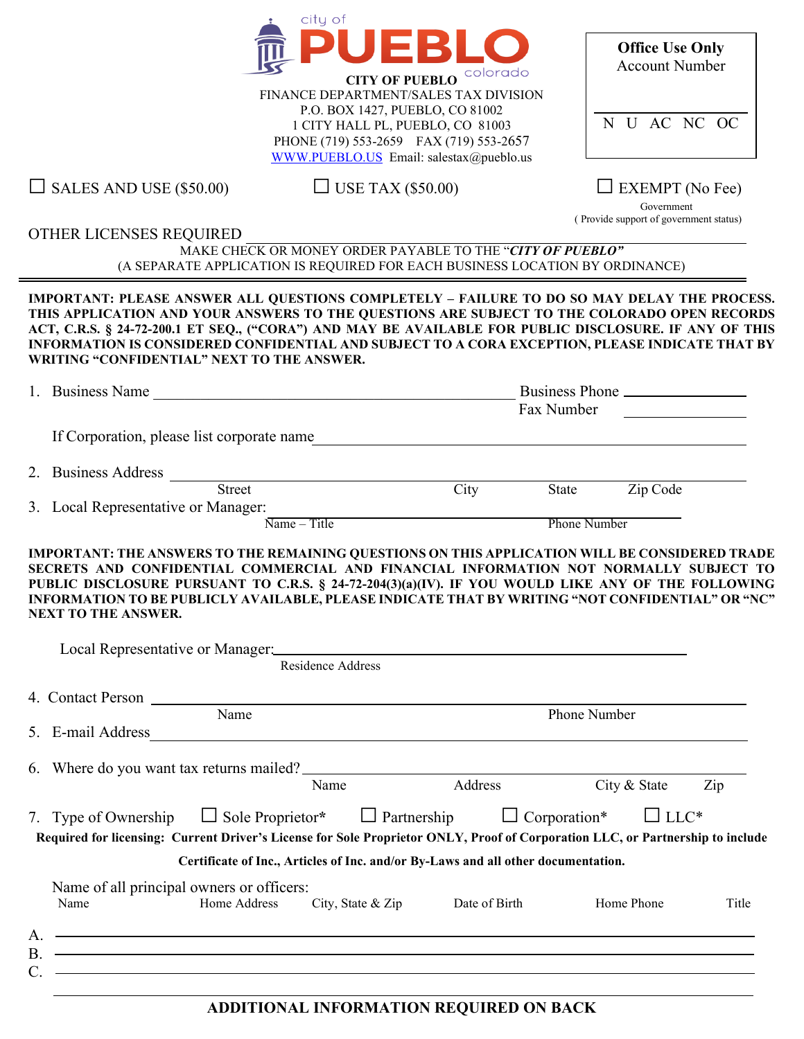city of **PUEBLO** colorado

**CITY OF PUEBLO**
FINANCE DEPARTMENT/SALES TAX DIVISION
P.O. BOX 1427, PUEBLO, CO 81002
1 CITY HALL PL, PUEBLO, CO 81003
PHONE (719) 553-2659 FAX (719) 553-2657
WWW.PUEBLO.US Email: salestax@pueblo.us

**Office Use Only**
Account Number

N U AC NC OC

☐ SALES AND USE ($50.00) ☐ USE TAX ($50.00) ☐ EXEMPT (No Fee)
Government
( Provide support of government status)

OTHER LICENSES REQUIRED ______________________________

MAKE CHECK OR MONEY ORDER PAYABLE TO THE "***CITY OF PUEBLO***"
(A SEPARATE APPLICATION IS REQUIRED FOR EACH BUSINESS LOCATION BY ORDINANCE)

**IMPORTANT: PLEASE ANSWER ALL QUESTIONS COMPLETELY – FAILURE TO DO SO MAY DELAY THE PROCESS. THIS APPLICATION AND YOUR ANSWERS TO THE QUESTIONS ARE SUBJECT TO THE COLORADO OPEN RECORDS ACT, C.R.S. § 24-72-200.1 ET SEQ., ("CORA") AND MAY BE AVAILABLE FOR PUBLIC DISCLOSURE. IF ANY OF THIS INFORMATION IS CONSIDERED CONFIDENTIAL AND SUBJECT TO A CORA EXCEPTION, PLEASE INDICATE THAT BY WRITING "CONFIDENTIAL" NEXT TO THE ANSWER.**

1. Business Name ______________________________ Business Phone ____________
   Fax Number ____________

   If Corporation, please list corporate name ______________________________

2. Business Address ______________________________
   Street City State Zip Code

3. Local Representative or Manager: ______________________________
   Name – Title Phone Number

**IMPORTANT: THE ANSWERS TO THE REMAINING QUESTIONS ON THIS APPLICATION WILL BE CONSIDERED TRADE SECRETS AND CONFIDENTIAL COMMERCIAL AND FINANCIAL INFORMATION NOT NORMALLY SUBJECT TO PUBLIC DISCLOSURE PURSUANT TO C.R.S. § 24-72-204(3)(a)(IV). IF YOU WOULD LIKE ANY OF THE FOLLOWING INFORMATION TO BE PUBLICLY AVAILABLE, PLEASE INDICATE THAT BY WRITING "NOT CONFIDENTIAL" OR "NC" NEXT TO THE ANSWER.**

Local Representative or Manager: ______________________________
Residence Address

4. Contact Person ______________________________
   Name Phone Number

5. E-mail Address ______________________________

6. Where do you want tax returns mailed? ______________________________
   Name Address City & State Zip

7. Type of Ownership ☐ Sole Proprietor* ☐ Partnership ☐ Corporation* ☐ LLC*

**Required for licensing: Current Driver's License for Sole Proprietor ONLY, Proof of Corporation LLC, or Partnership to include Certificate of Inc., Articles of Inc. and/or By-Laws and all other documentation.**

Name of all principal owners or officers:

| | Name | Home Address | City, State & Zip | Date of Birth | Home Phone | Title |
|---|---|---|---|---|---|---|
| A. | | | | | | |
| B. | | | | | | |
| C. | | | | | | |

**ADDITIONAL INFORMATION REQUIRED ON BACK**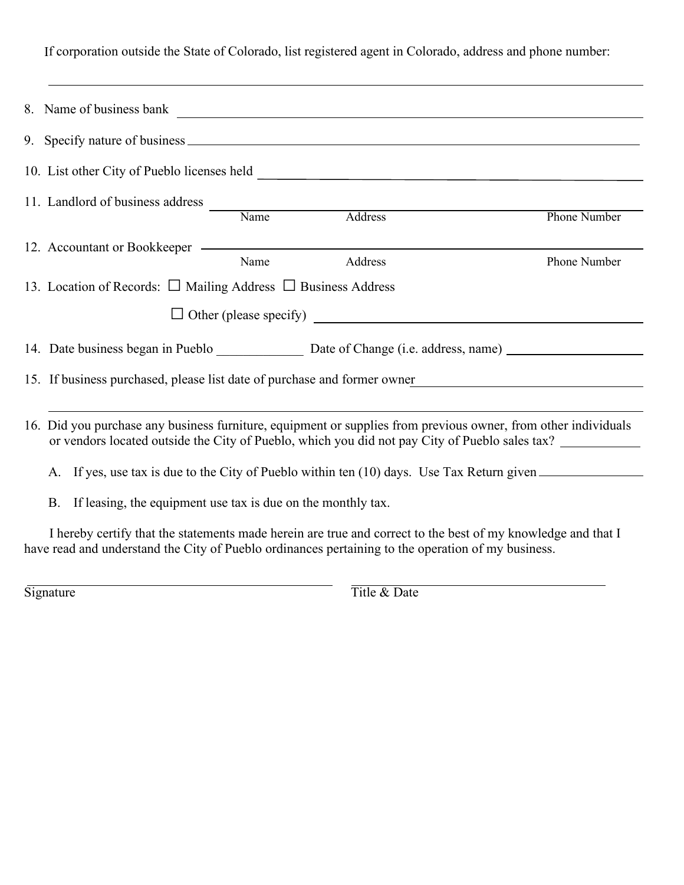If corporation outside the State of Colorado, list registered agent in Colorado, address and phone number:

\_\_\_\_\_\_\_\_\_\_\_\_\_\_\_\_\_\_\_\_\_\_\_\_\_\_\_\_\_\_\_\_\_\_\_\_\_\_\_\_\_\_\_\_\_\_\_\_\_\_\_\_\_\_\_\_\_\_\_\_

8. Name of business bank \_\_\_\_\_\_\_\_\_\_\_\_\_\_\_\_\_\_\_\_\_\_\_\_\_\_\_\_\_\_\_\_\_\_\_\_\_\_\_\_

9. Specify nature of business \_\_\_\_\_\_\_\_\_\_\_\_\_\_\_\_\_\_\_\_\_\_\_\_\_\_\_\_\_\_\_\_\_\_\_\_\_\_\_\_

10. List other City of Pueblo licenses held \_\_\_\_\_\_\_\_\_\_\_\_\_\_\_\_\_\_\_\_\_\_\_\_\_\_\_\_\_\_\_\_

11. Landlord of business address \_\_\_\_\_\_\_\_\_\_\_\_\_\_\_\_\_\_\_\_\_\_\_\_\_\_\_\_\_\_\_\_\_\_\_\_\_\_\_\_

    Name        Address        Phone Number

12. Accountant or Bookkeeper \_\_\_\_\_\_\_\_\_\_\_\_\_\_\_\_\_\_\_\_\_\_\_\_\_\_\_\_\_\_\_\_\_\_\_\_\_\_\_\_

    Name        Address        Phone Number

13. Location of Records: ☐ Mailing Address ☐ Business Address

    ☐ Other (please specify) \_\_\_\_\_\_\_\_\_\_\_\_\_\_\_\_\_\_\_\_\_\_\_\_\_\_\_\_\_\_\_\_

14. Date business began in Pueblo \_\_\_\_\_\_\_\_\_\_\_\_ Date of Change (i.e. address, name) \_\_\_\_\_\_\_\_\_\_\_\_\_\_\_\_\_\_\_\_

15. If business purchased, please list date of purchase and former owner\_\_\_\_\_\_\_\_\_\_\_\_\_\_\_\_\_\_\_\_\_\_\_\_\_\_\_\_\_\_\_\_

    \_\_\_\_\_\_\_\_\_\_\_\_\_\_\_\_\_\_\_\_\_\_\_\_\_\_\_\_\_\_\_\_\_\_\_\_\_\_\_\_\_\_\_\_\_\_\_\_\_\_\_\_\_\_\_\_\_\_\_\_

16. Did you purchase any business furniture, equipment or supplies from previous owner, from other individuals or vendors located outside the City of Pueblo, which you did not pay City of Pueblo sales tax? \_\_\_\_\_\_\_\_\_\_\_\_

    A. If yes, use tax is due to the City of Pueblo within ten (10) days. Use Tax Return given \_\_\_\_\_\_\_\_\_\_\_\_\_\_\_\_

    B. If leasing, the equipment use tax is due on the monthly tax.

I hereby certify that the statements made herein are true and correct to the best of my knowledge and that I have read and understand the City of Pueblo ordinances pertaining to the operation of my business.

\_\_\_\_\_\_\_\_\_\_\_\_\_\_\_\_\_\_\_\_\_\_\_\_\_\_\_\_\_\_\_\_\_\_\_\_\_\_\_\_        \_\_\_\_\_\_\_\_\_\_\_\_\_\_\_\_\_\_\_\_\_\_\_\_\_\_\_\_\_\_\_\_
Signature        Title & Date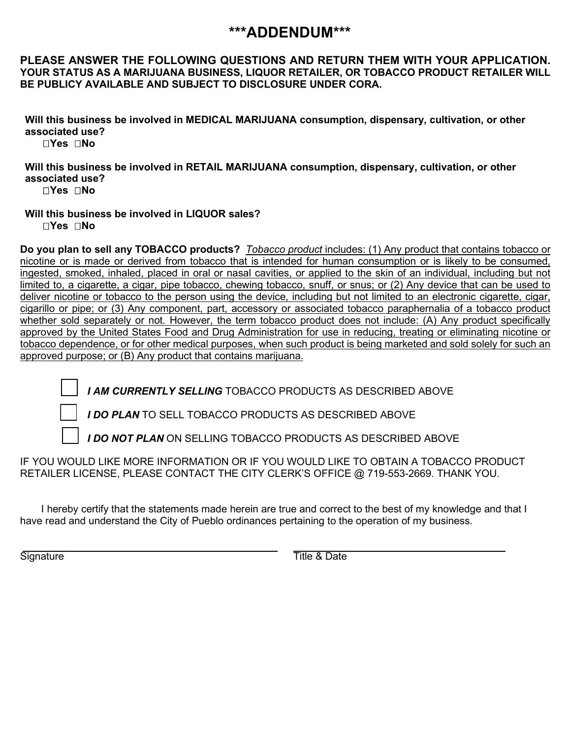# \*\*\*ADDENDUM\*\*\*

**PLEASE ANSWER THE FOLLOWING QUESTIONS AND RETURN THEM WITH YOUR APPLICATION.**
**YOUR STATUS AS A MARIJUANA BUSINESS, LIQUOR RETAILER, OR TOBACCO PRODUCT RETAILER WILL BE PUBLICY AVAILABLE AND SUBJECT TO DISCLOSURE UNDER CORA.**

**Will this business be involved in MEDICAL MARIJUANA consumption, dispensary, cultivation, or other associated use?**
**☐Yes ☐No**

**Will this business be involved in RETAIL MARIJUANA consumption, dispensary, cultivation, or other associated use?**
**☐Yes ☐No**

**Will this business be involved in LIQUOR sales?**
**☐Yes ☐No**

**Do you plan to sell any TOBACCO products?** *Tobacco product* includes: (1) Any product that contains tobacco or nicotine or is made or derived from tobacco that is intended for human consumption or is likely to be consumed, ingested, smoked, inhaled, placed in oral or nasal cavities, or applied to the skin of an individual, including but not limited to, a cigarette, a cigar, pipe tobacco, chewing tobacco, snuff, or snus; or (2) Any device that can be used to deliver nicotine or tobacco to the person using the device, including but not limited to an electronic cigarette, cigar, cigarillo or pipe; or (3) Any component, part, accessory or associated tobacco paraphernalia of a tobacco product whether sold separately or not. However, the term tobacco product does not include: (A) Any product specifically approved by the United States Food and Drug Administration for use in reducing, treating or eliminating nicotine or tobacco dependence, or for other medical purposes, when such product is being marketed and sold solely for such an approved purpose; or (B) Any product that contains marijuana.

☐ ***I AM CURRENTLY SELLING*** TOBACCO PRODUCTS AS DESCRIBED ABOVE

☐ ***I DO PLAN*** TO SELL TOBACCO PRODUCTS AS DESCRIBED ABOVE

☐ ***I DO NOT PLAN*** ON SELLING TOBACCO PRODUCTS AS DESCRIBED ABOVE

IF YOU WOULD LIKE MORE INFORMATION OR IF YOU WOULD LIKE TO OBTAIN A TOBACCO PRODUCT RETAILER LICENSE, PLEASE CONTACT THE CITY CLERK'S OFFICE @ 719-553-2669. THANK YOU.

I hereby certify that the statements made herein are true and correct to the best of my knowledge and that I have read and understand the City of Pueblo ordinances pertaining to the operation of my business.

\_\_\_\_\_\_\_\_\_\_\_\_\_\_\_\_\_\_\_\_\_\_\_\_\_\_\_\_\_\_ \_\_\_\_\_\_\_\_\_\_\_\_\_\_\_\_\_\_\_\_\_\_\_\_\_\_\_\_\_\_
Signature Title & Date